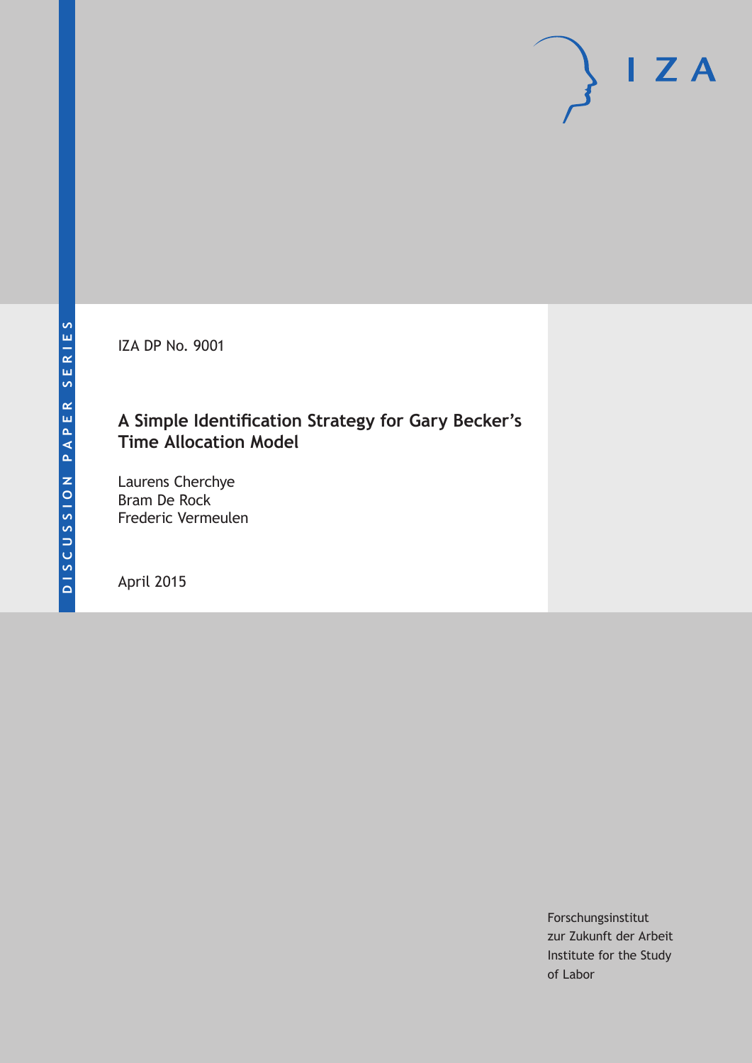DISCUSSION PAPER SERIES

IZA

IZA DP No. 9001

# A Simple Identification Strategy for Gary Becker's Time Allocation Model

Laurens Cherchye
Bram De Rock
Frederic Vermeulen

April 2015

Forschungsinstitut
zur Zukunft der Arbeit
Institute for the Study
of Labor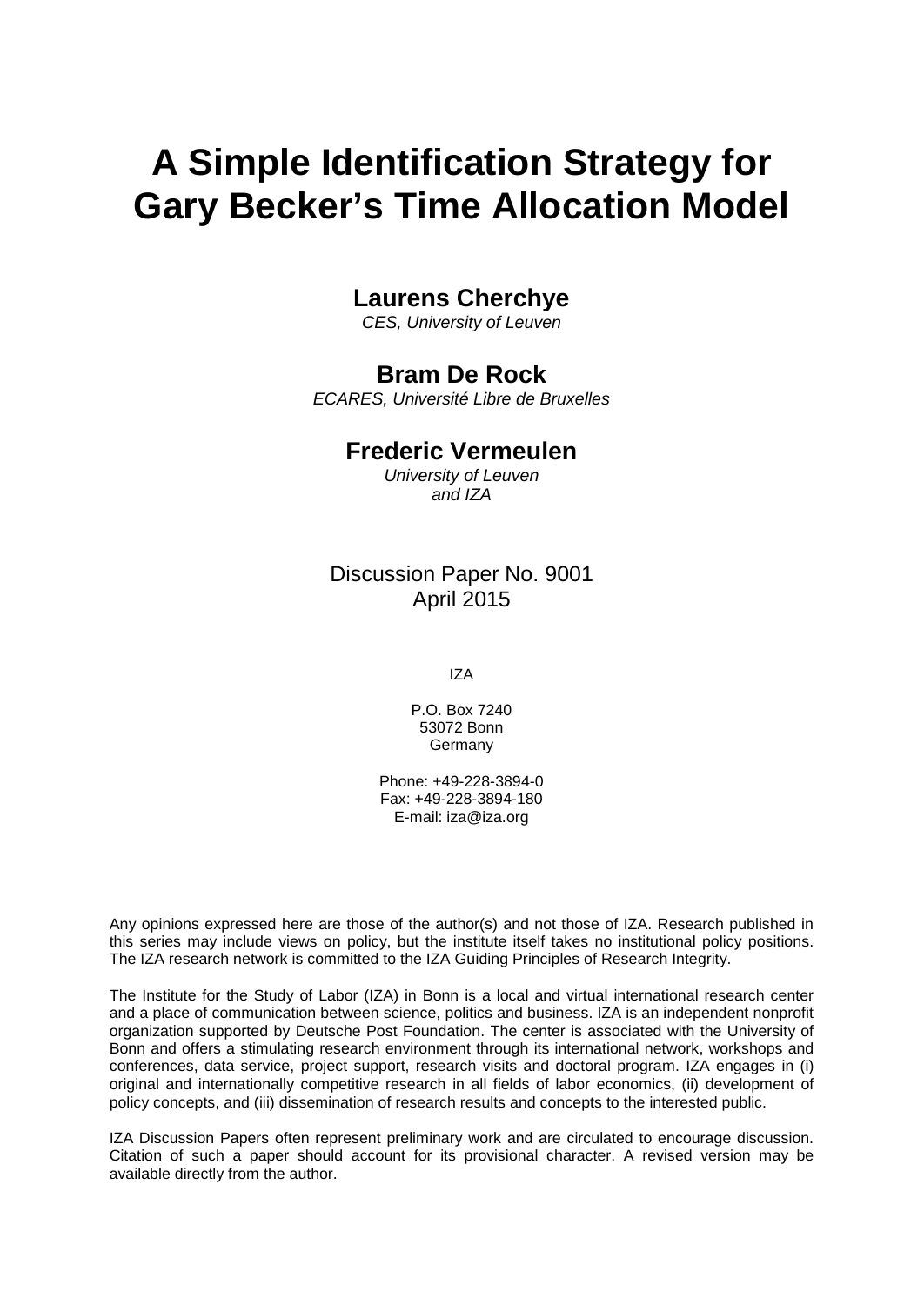# A Simple Identification Strategy for Gary Becker's Time Allocation Model

**Laurens Cherchye**
*CES, University of Leuven*

**Bram De Rock**
*ECARES, Université Libre de Bruxelles*

**Frederic Vermeulen**
*University of Leuven and IZA*

Discussion Paper No. 9001
April 2015

IZA

P.O. Box 7240
53072 Bonn
Germany

Phone: +49-228-3894-0
Fax: +49-228-3894-180
E-mail: iza@iza.org

Any opinions expressed here are those of the author(s) and not those of IZA. Research published in this series may include views on policy, but the institute itself takes no institutional policy positions. The IZA research network is committed to the IZA Guiding Principles of Research Integrity.

The Institute for the Study of Labor (IZA) in Bonn is a local and virtual international research center and a place of communication between science, politics and business. IZA is an independent nonprofit organization supported by Deutsche Post Foundation. The center is associated with the University of Bonn and offers a stimulating research environment through its international network, workshops and conferences, data service, project support, research visits and doctoral program. IZA engages in (i) original and internationally competitive research in all fields of labor economics, (ii) development of policy concepts, and (iii) dissemination of research results and concepts to the interested public.

IZA Discussion Papers often represent preliminary work and are circulated to encourage discussion. Citation of such a paper should account for its provisional character. A revised version may be available directly from the author.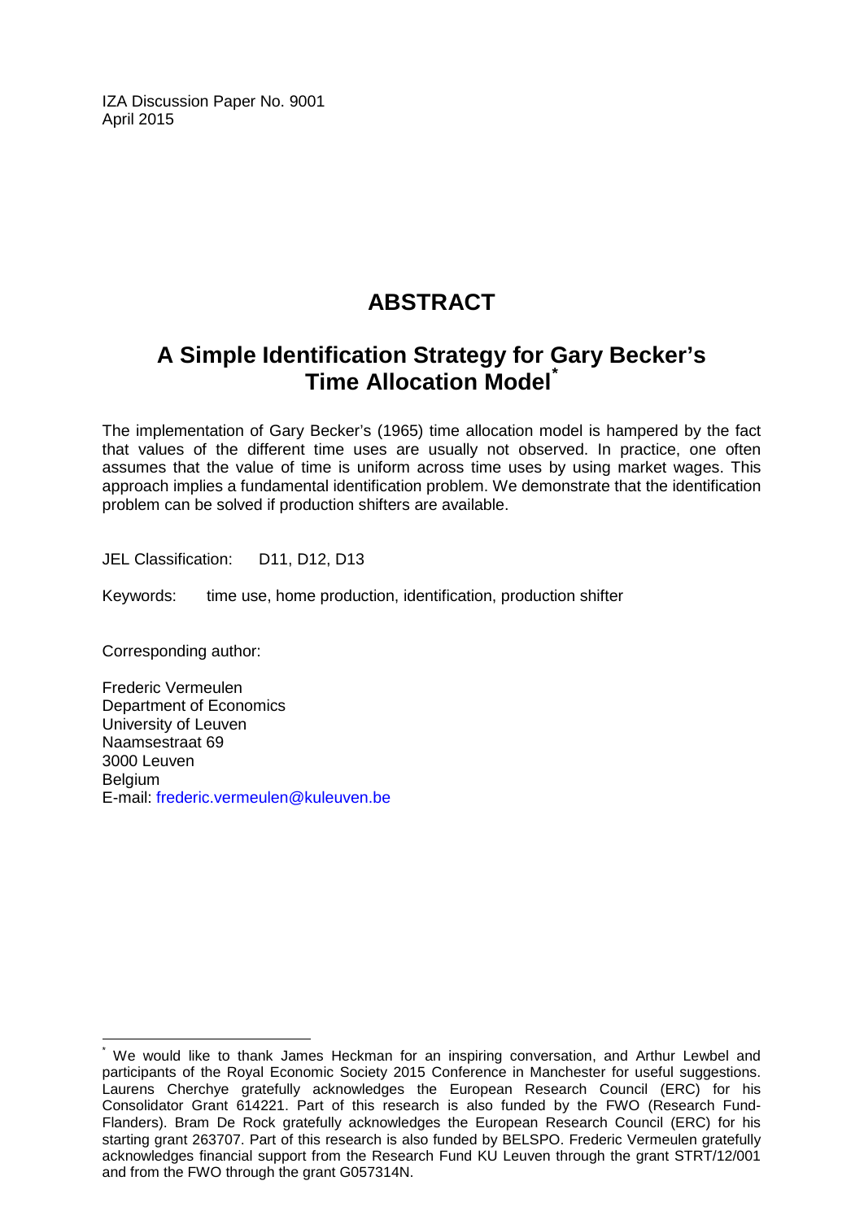IZA Discussion Paper No. 9001
April 2015

# ABSTRACT

## A Simple Identification Strategy for Gary Becker's Time Allocation Model[*]

The implementation of Gary Becker's (1965) time allocation model is hampered by the fact that values of the different time uses are usually not observed. In practice, one often assumes that the value of time is uniform across time uses by using market wages. This approach implies a fundamental identification problem. We demonstrate that the identification problem can be solved if production shifters are available.

JEL Classification: D11, D12, D13

Keywords: time use, home production, identification, production shifter

Corresponding author:

Frederic Vermeulen
Department of Economics
University of Leuven
Naamsestraat 69
3000 Leuven
Belgium
E-mail: frederic.vermeulen@kuleuven.be

---

[*] We would like to thank James Heckman for an inspiring conversation, and Arthur Lewbel and participants of the Royal Economic Society 2015 Conference in Manchester for useful suggestions. Laurens Cherchye gratefully acknowledges the European Research Council (ERC) for his Consolidator Grant 614221. Part of this research is also funded by the FWO (Research Fund-Flanders). Bram De Rock gratefully acknowledges the European Research Council (ERC) for his starting grant 263707. Part of this research is also funded by BELSPO. Frederic Vermeulen gratefully acknowledges financial support from the Research Fund KU Leuven through the grant STRT/12/001 and from the FWO through the grant G057314N.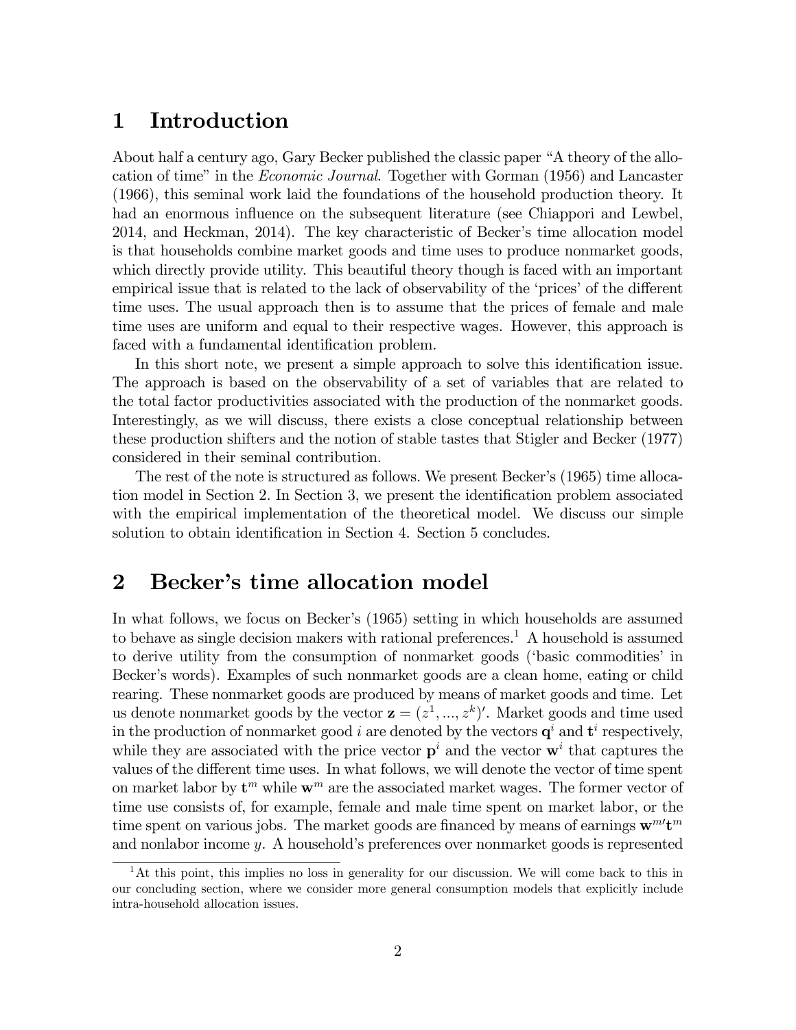# 1 Introduction

About half a century ago, Gary Becker published the classic paper "A theory of the allocation of time" in the *Economic Journal*. Together with Gorman (1956) and Lancaster (1966), this seminal work laid the foundations of the household production theory. It had an enormous influence on the subsequent literature (see Chiappori and Lewbel, 2014, and Heckman, 2014). The key characteristic of Becker's time allocation model is that households combine market goods and time uses to produce nonmarket goods, which directly provide utility. This beautiful theory though is faced with an important empirical issue that is related to the lack of observability of the 'prices' of the different time uses. The usual approach then is to assume that the prices of female and male time uses are uniform and equal to their respective wages. However, this approach is faced with a fundamental identification problem.

In this short note, we present a simple approach to solve this identification issue. The approach is based on the observability of a set of variables that are related to the total factor productivities associated with the production of the nonmarket goods. Interestingly, as we will discuss, there exists a close conceptual relationship between these production shifters and the notion of stable tastes that Stigler and Becker (1977) considered in their seminal contribution.

The rest of the note is structured as follows. We present Becker's (1965) time allocation model in Section 2. In Section 3, we present the identification problem associated with the empirical implementation of the theoretical model. We discuss our simple solution to obtain identification in Section 4. Section 5 concludes.

# 2 Becker's time allocation model

In what follows, we focus on Becker's (1965) setting in which households are assumed to behave as single decision makers with rational preferences.[1] A household is assumed to derive utility from the consumption of nonmarket goods ('basic commodities' in Becker's words). Examples of such nonmarket goods are a clean home, eating or child rearing. These nonmarket goods are produced by means of market goods and time. Let us denote nonmarket goods by the vector $\mathbf{z} = (z^1, ..., z^k)'$. Market goods and time used in the production of nonmarket good $i$ are denoted by the vectors $\mathbf{q}^i$ and $\mathbf{t}^i$ respectively, while they are associated with the price vector $\mathbf{p}^i$ and the vector $\mathbf{w}^i$ that captures the values of the different time uses. In what follows, we will denote the vector of time spent on market labor by $\mathbf{t}^m$ while $\mathbf{w}^m$ are the associated market wages. The former vector of time use consists of, for example, female and male time spent on market labor, or the time spent on various jobs. The market goods are financed by means of earnings $\mathbf{w}^{m\prime}\mathbf{t}^m$ and nonlabor income $y$. A household's preferences over nonmarket goods is represented

[1] At this point, this implies no loss in generality for our discussion. We will come back to this in our concluding section, where we consider more general consumption models that explicitly include intra-household allocation issues.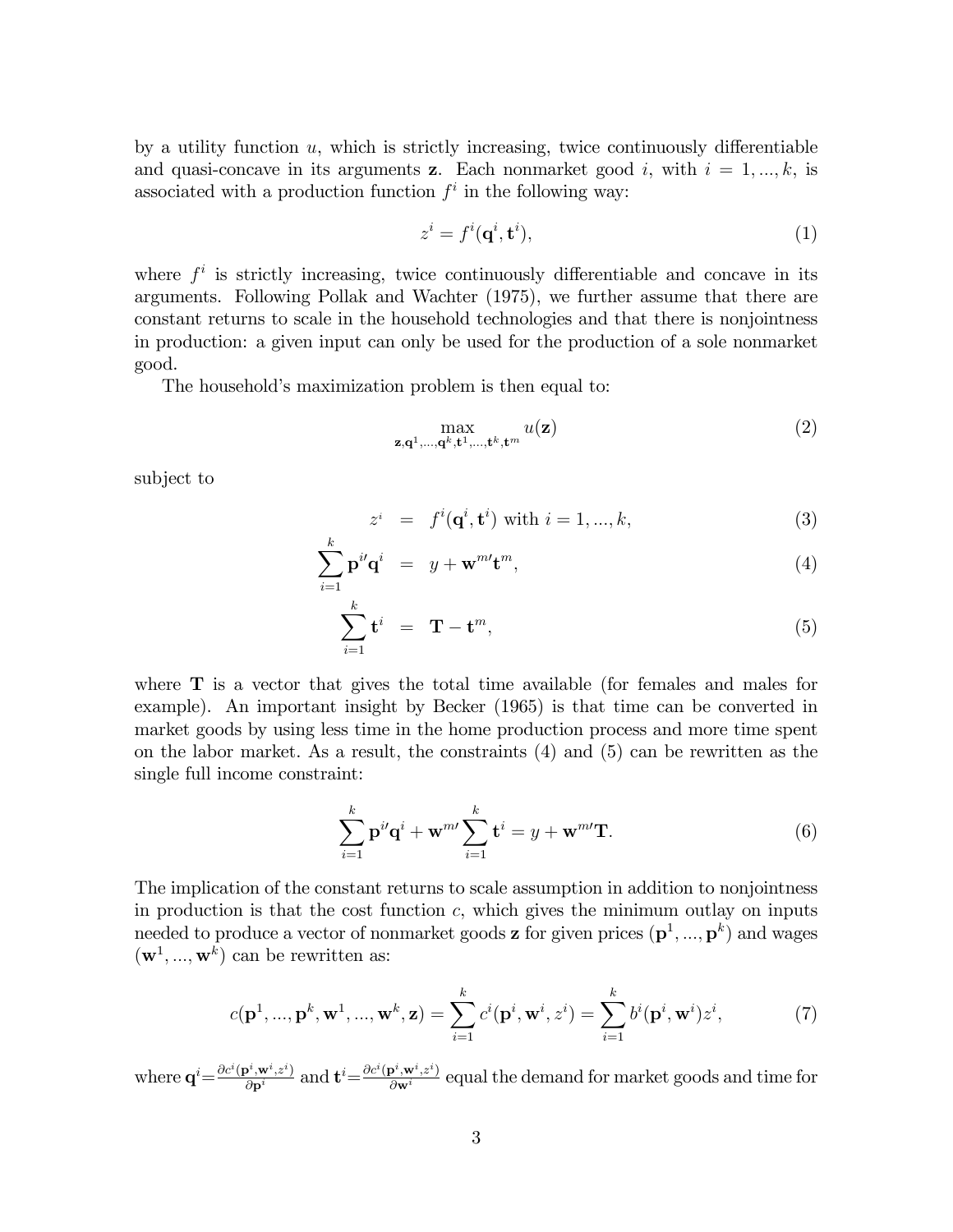by a utility function $u$, which is strictly increasing, twice continuously differentiable and quasi-concave in its arguments $\mathbf{z}$. Each nonmarket good $i$, with $i = 1, ..., k$, is associated with a production function $f^i$ in the following way:

$$z^i = f^i(\mathbf{q}^i, \mathbf{t}^i), \tag{1}$$

where $f^i$ is strictly increasing, twice continuously differentiable and concave in its arguments. Following Pollak and Wachter (1975), we further assume that there are constant returns to scale in the household technologies and that there is nonjointness in production: a given input can only be used for the production of a sole nonmarket good.

The household's maximization problem is then equal to:

$$\max_{\mathbf{z}, \mathbf{q}^1, ..., \mathbf{q}^k, \mathbf{t}^1, ..., \mathbf{t}^k, \mathbf{t}^m} u(\mathbf{z}) \tag{2}$$

subject to

$$z^i = f^i(\mathbf{q}^i, \mathbf{t}^i) \text{ with } i = 1, ..., k, \tag{3}$$

$$\sum_{i=1}^{k} \mathbf{p}^{i\prime} \mathbf{q}^i = y + \mathbf{w}^{m\prime} \mathbf{t}^m, \tag{4}$$

$$\sum_{i=1}^{k} \mathbf{t}^i = \mathbf{T} - \mathbf{t}^m, \tag{5}$$

where $\mathbf{T}$ is a vector that gives the total time available (for females and males for example). An important insight by Becker (1965) is that time can be converted in market goods by using less time in the home production process and more time spent on the labor market. As a result, the constraints (4) and (5) can be rewritten as the single full income constraint:

$$\sum_{i=1}^{k} \mathbf{p}^{i\prime} \mathbf{q}^i + \mathbf{w}^{m\prime} \sum_{i=1}^{k} \mathbf{t}^i = y + \mathbf{w}^{m\prime} \mathbf{T}. \tag{6}$$

The implication of the constant returns to scale assumption in addition to nonjointness in production is that the cost function $c$, which gives the minimum outlay on inputs needed to produce a vector of nonmarket goods $\mathbf{z}$ for given prices $(\mathbf{p}^1, ..., \mathbf{p}^k)$ and wages $(\mathbf{w}^1, ..., \mathbf{w}^k)$ can be rewritten as:

$$c(\mathbf{p}^1, ..., \mathbf{p}^k, \mathbf{w}^1, ..., \mathbf{w}^k, \mathbf{z}) = \sum_{i=1}^{k} c^i(\mathbf{p}^i, \mathbf{w}^i, z^i) = \sum_{i=1}^{k} b^i(\mathbf{p}^i, \mathbf{w}^i) z^i, \tag{7}$$

where $\mathbf{q}^i = \frac{\partial c^i(\mathbf{p}^i, \mathbf{w}^i, z^i)}{\partial \mathbf{p}^i}$ and $\mathbf{t}^i = \frac{\partial c^i(\mathbf{p}^i, \mathbf{w}^i, z^i)}{\partial \mathbf{w}^i}$ equal the demand for market goods and time for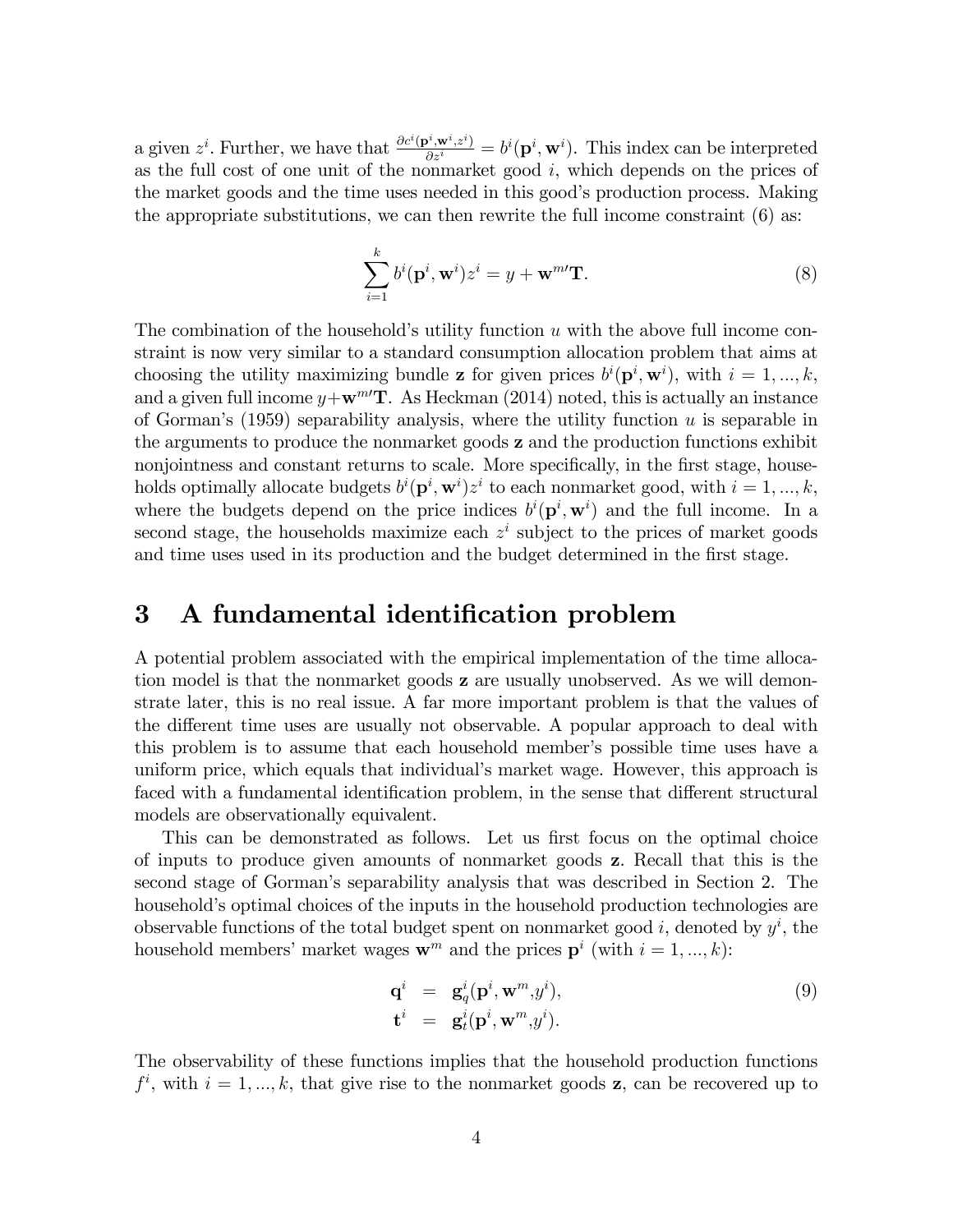a given $z^i$. Further, we have that $\frac{\partial c^i(\mathbf{p}^i,\mathbf{w}^i,z^i)}{\partial z^i} = b^i(\mathbf{p}^i, \mathbf{w}^i)$. This index can be interpreted as the full cost of one unit of the nonmarket good $i$, which depends on the prices of the market goods and the time uses needed in this good's production process. Making the appropriate substitutions, we can then rewrite the full income constraint (6) as:

$$\sum_{i=1}^{k} b^i(\mathbf{p}^i, \mathbf{w}^i) z^i = y + \mathbf{w}^{m\prime}\mathbf{T}. \tag{8}$$

The combination of the household's utility function $u$ with the above full income constraint is now very similar to a standard consumption allocation problem that aims at choosing the utility maximizing bundle $\mathbf{z}$ for given prices $b^i(\mathbf{p}^i, \mathbf{w}^i)$, with $i = 1, ..., k$, and a given full income $y + \mathbf{w}^{m\prime}\mathbf{T}$. As Heckman (2014) noted, this is actually an instance of Gorman's (1959) separability analysis, where the utility function $u$ is separable in the arguments to produce the nonmarket goods $\mathbf{z}$ and the production functions exhibit nonjointness and constant returns to scale. More specifically, in the first stage, households optimally allocate budgets $b^i(\mathbf{p}^i, \mathbf{w}^i)z^i$ to each nonmarket good, with $i = 1, ..., k$, where the budgets depend on the price indices $b^i(\mathbf{p}^i, \mathbf{w}^i)$ and the full income. In a second stage, the households maximize each $z^i$ subject to the prices of market goods and time uses used in its production and the budget determined in the first stage.

# 3 A fundamental identification problem

A potential problem associated with the empirical implementation of the time allocation model is that the nonmarket goods $\mathbf{z}$ are usually unobserved. As we will demonstrate later, this is no real issue. A far more important problem is that the values of the different time uses are usually not observable. A popular approach to deal with this problem is to assume that each household member's possible time uses have a uniform price, which equals that individual's market wage. However, this approach is faced with a fundamental identification problem, in the sense that different structural models are observationally equivalent.

This can be demonstrated as follows. Let us first focus on the optimal choice of inputs to produce given amounts of nonmarket goods $\mathbf{z}$. Recall that this is the second stage of Gorman's separability analysis that was described in Section 2. The household's optimal choices of the inputs in the household production technologies are observable functions of the total budget spent on nonmarket good $i$, denoted by $y^i$, the household members' market wages $\mathbf{w}^m$ and the prices $\mathbf{p}^i$ (with $i = 1, ..., k$):

$$\begin{aligned} \mathbf{q}^i &= \mathbf{g}_q^i(\mathbf{p}^i, \mathbf{w}^m, y^i), \\ \mathbf{t}^i &= \mathbf{g}_t^i(\mathbf{p}^i, \mathbf{w}^m, y^i). \end{aligned} \tag{9}$$

The observability of these functions implies that the household production functions $f^i$, with $i = 1, ..., k$, that give rise to the nonmarket goods $\mathbf{z}$, can be recovered up to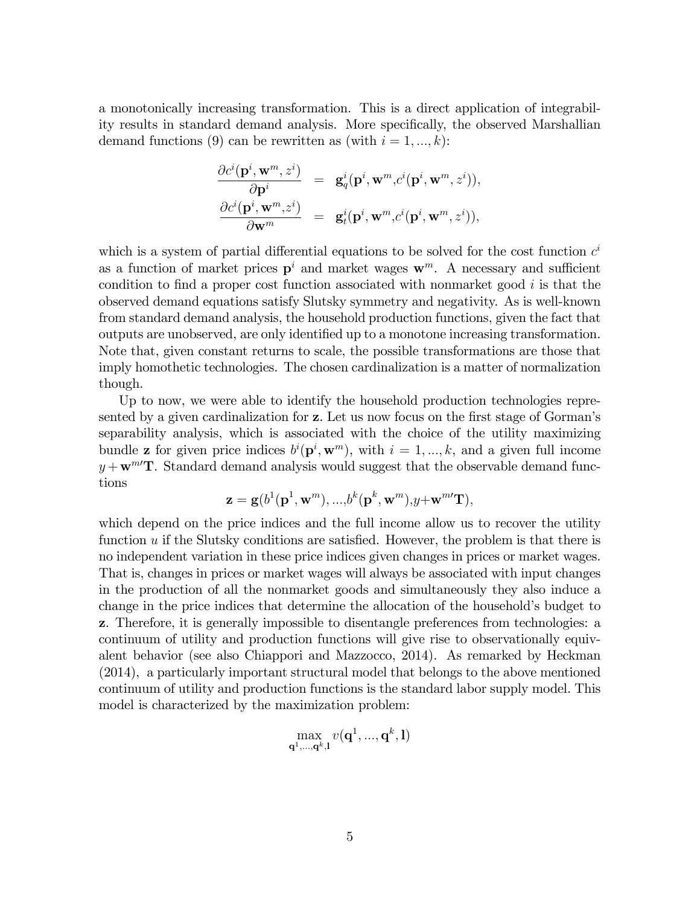a monotonically increasing transformation. This is a direct application of integrability results in standard demand analysis. More specifically, the observed Marshallian demand functions (9) can be rewritten as (with $i = 1, ..., k$):

$$
\begin{aligned}
\frac{\partial c^i(\mathbf{p}^i, \mathbf{w}^m, z^i)}{\partial \mathbf{p}^i} &= \mathbf{g}_q^i(\mathbf{p}^i, \mathbf{w}^m, c^i(\mathbf{p}^i, \mathbf{w}^m, z^i)), \\
\frac{\partial c^i(\mathbf{p}^i, \mathbf{w}^m, z^i)}{\partial \mathbf{w}^m} &= \mathbf{g}_t^i(\mathbf{p}^i, \mathbf{w}^m, c^i(\mathbf{p}^i, \mathbf{w}^m, z^i)),
\end{aligned}
$$

which is a system of partial differential equations to be solved for the cost function $c^i$ as a function of market prices $\mathbf{p}^i$ and market wages $\mathbf{w}^m$. A necessary and sufficient condition to find a proper cost function associated with nonmarket good $i$ is that the observed demand equations satisfy Slutsky symmetry and negativity. As is well-known from standard demand analysis, the household production functions, given the fact that outputs are unobserved, are only identified up to a monotone increasing transformation. Note that, given constant returns to scale, the possible transformations are those that imply homothetic technologies. The chosen cardinalization is a matter of normalization though.

Up to now, we were able to identify the household production technologies represented by a given cardinalization for $\mathbf{z}$. Let us now focus on the first stage of Gorman's separability analysis, which is associated with the choice of the utility maximizing bundle $\mathbf{z}$ for given price indices $b^i(\mathbf{p}^i, \mathbf{w}^m)$, with $i = 1, ..., k$, and a given full income $y + \mathbf{w}^{m\prime}\mathbf{T}$. Standard demand analysis would suggest that the observable demand functions

$$
\mathbf{z} = \mathbf{g}(b^1(\mathbf{p}^1, \mathbf{w}^m), ..., b^k(\mathbf{p}^k, \mathbf{w}^m), y + \mathbf{w}^{m\prime}\mathbf{T}),
$$

which depend on the price indices and the full income allow us to recover the utility function $u$ if the Slutsky conditions are satisfied. However, the problem is that there is no independent variation in these price indices given changes in prices or market wages. That is, changes in prices or market wages will always be associated with input changes in the production of all the nonmarket goods and simultaneously they also induce a change in the price indices that determine the allocation of the household's budget to $\mathbf{z}$. Therefore, it is generally impossible to disentangle preferences from technologies: a continuum of utility and production functions will give rise to observationally equivalent behavior (see also Chiappori and Mazzocco, 2014). As remarked by Heckman (2014), a particularly important structural model that belongs to the above mentioned continuum of utility and production functions is the standard labor supply model. This model is characterized by the maximization problem:

$$
\max_{\mathbf{q}^1, ..., \mathbf{q}^k, \mathbf{l}} v(\mathbf{q}^1, ..., \mathbf{q}^k, \mathbf{l})
$$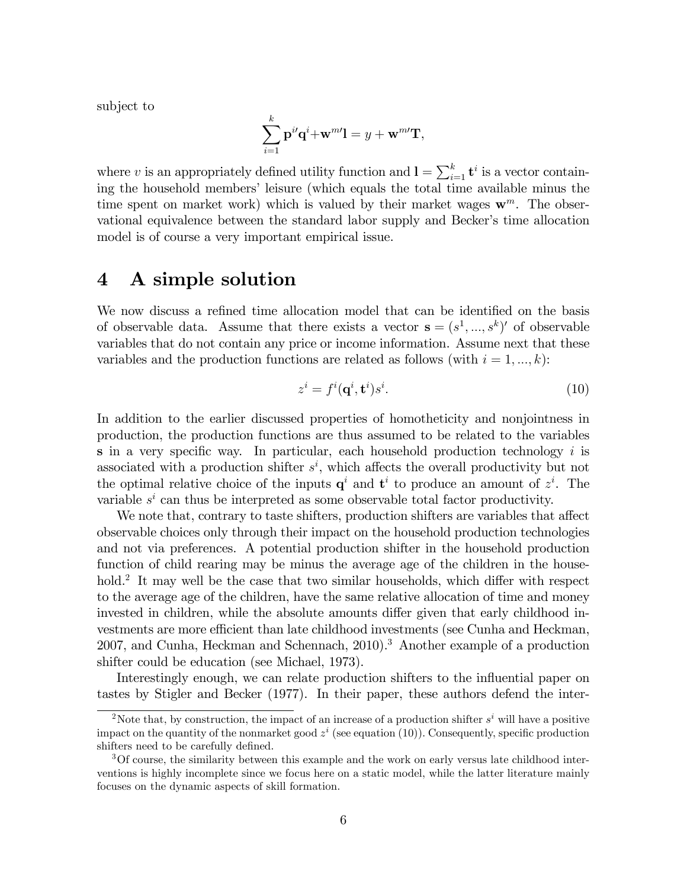subject to

$$\sum_{i=1}^{k} \mathbf{p}^{i\prime}\mathbf{q}^{i} + \mathbf{w}^{m\prime}\mathbf{l} = y + \mathbf{w}^{m\prime}\mathbf{T},$$

where $v$ is an appropriately defined utility function and $\mathbf{l} = \sum_{i=1}^{k} \mathbf{t}^{i}$ is a vector containing the household members' leisure (which equals the total time available minus the time spent on market work) which is valued by their market wages $\mathbf{w}^{m}$. The observational equivalence between the standard labor supply and Becker's time allocation model is of course a very important empirical issue.

# 4 A simple solution

We now discuss a refined time allocation model that can be identified on the basis of observable data. Assume that there exists a vector $\mathbf{s} = (s^1, ..., s^k)'$ of observable variables that do not contain any price or income information. Assume next that these variables and the production functions are related as follows (with $i = 1, ..., k$):

$$z^i = f^i(\mathbf{q}^i, \mathbf{t}^i)s^i. \tag{10}$$

In addition to the earlier discussed properties of homotheticity and nonjointness in production, the production functions are thus assumed to be related to the variables $\mathbf{s}$ in a very specific way. In particular, each household production technology $i$ is associated with a production shifter $s^i$, which affects the overall productivity but not the optimal relative choice of the inputs $\mathbf{q}^i$ and $\mathbf{t}^i$ to produce an amount of $z^i$. The variable $s^i$ can thus be interpreted as some observable total factor productivity.

We note that, contrary to taste shifters, production shifters are variables that affect observable choices only through their impact on the household production technologies and not via preferences. A potential production shifter in the household production function of child rearing may be minus the average age of the children in the household.[2] It may well be the case that two similar households, which differ with respect to the average age of the children, have the same relative allocation of time and money invested in children, while the absolute amounts differ given that early childhood investments are more efficient than late childhood investments (see Cunha and Heckman, 2007, and Cunha, Heckman and Schennach, 2010).[3] Another example of a production shifter could be education (see Michael, 1973).

Interestingly enough, we can relate production shifters to the influential paper on tastes by Stigler and Becker (1977). In their paper, these authors defend the inter-

[2] Note that, by construction, the impact of an increase of a production shifter $s^i$ will have a positive impact on the quantity of the nonmarket good $z^i$ (see equation (10)). Consequently, specific production shifters need to be carefully defined.

[3] Of course, the similarity between this example and the work on early versus late childhood interventions is highly incomplete since we focus here on a static model, while the latter literature mainly focuses on the dynamic aspects of skill formation.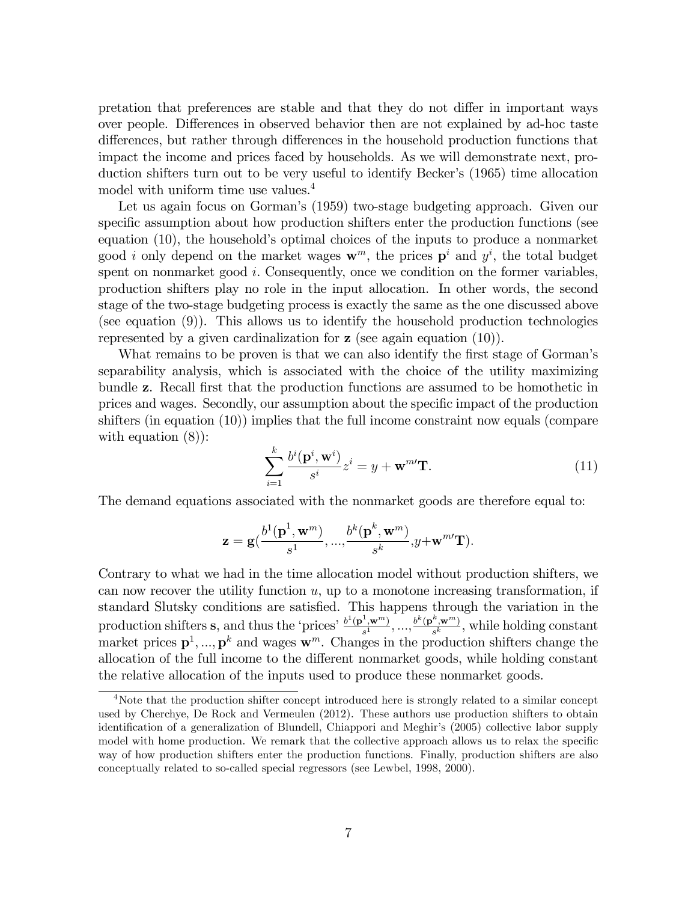pretation that preferences are stable and that they do not differ in important ways over people. Differences in observed behavior then are not explained by ad-hoc taste differences, but rather through differences in the household production functions that impact the income and prices faced by households. As we will demonstrate next, production shifters turn out to be very useful to identify Becker's (1965) time allocation model with uniform time use values.[4]

Let us again focus on Gorman's (1959) two-stage budgeting approach. Given our specific assumption about how production shifters enter the production functions (see equation (10), the household's optimal choices of the inputs to produce a nonmarket good $i$ only depend on the market wages $\mathbf{w}^m$, the prices $\mathbf{p}^i$ and $y^i$, the total budget spent on nonmarket good $i$. Consequently, once we condition on the former variables, production shifters play no role in the input allocation. In other words, the second stage of the two-stage budgeting process is exactly the same as the one discussed above (see equation (9)). This allows us to identify the household production technologies represented by a given cardinalization for $\mathbf{z}$ (see again equation (10)).

What remains to be proven is that we can also identify the first stage of Gorman's separability analysis, which is associated with the choice of the utility maximizing bundle $\mathbf{z}$. Recall first that the production functions are assumed to be homothetic in prices and wages. Secondly, our assumption about the specific impact of the production shifters (in equation (10)) implies that the full income constraint now equals (compare with equation (8)):

$$\sum_{i=1}^{k} \frac{b^i(\mathbf{p}^i, \mathbf{w}^i)}{s^i} z^i = y + \mathbf{w}^{m\prime}\mathbf{T}. \tag{11}$$

The demand equations associated with the nonmarket goods are therefore equal to:

$$\mathbf{z} = \mathbf{g}\left(\frac{b^1(\mathbf{p}^1, \mathbf{w}^m)}{s^1}, ..., \frac{b^k(\mathbf{p}^k, \mathbf{w}^m)}{s^k}, y + \mathbf{w}^{m\prime}\mathbf{T}\right).$$

Contrary to what we had in the time allocation model without production shifters, we can now recover the utility function $u$, up to a monotone increasing transformation, if standard Slutsky conditions are satisfied. This happens through the variation in the production shifters $\mathbf{s}$, and thus the 'prices' $\frac{b^1(\mathbf{p}^1, \mathbf{w}^m)}{s^1}, ..., \frac{b^k(\mathbf{p}^k, \mathbf{w}^m)}{s^k}$, while holding constant market prices $\mathbf{p}^1, ..., \mathbf{p}^k$ and wages $\mathbf{w}^m$. Changes in the production shifters change the allocation of the full income to the different nonmarket goods, while holding constant the relative allocation of the inputs used to produce these nonmarket goods.

[4]Note that the production shifter concept introduced here is strongly related to a similar concept used by Cherchye, De Rock and Vermeulen (2012). These authors use production shifters to obtain identification of a generalization of Blundell, Chiappori and Meghir's (2005) collective labor supply model with home production. We remark that the collective approach allows us to relax the specific way of how production shifters enter the production functions. Finally, production shifters are also conceptually related to so-called special regressors (see Lewbel, 1998, 2000).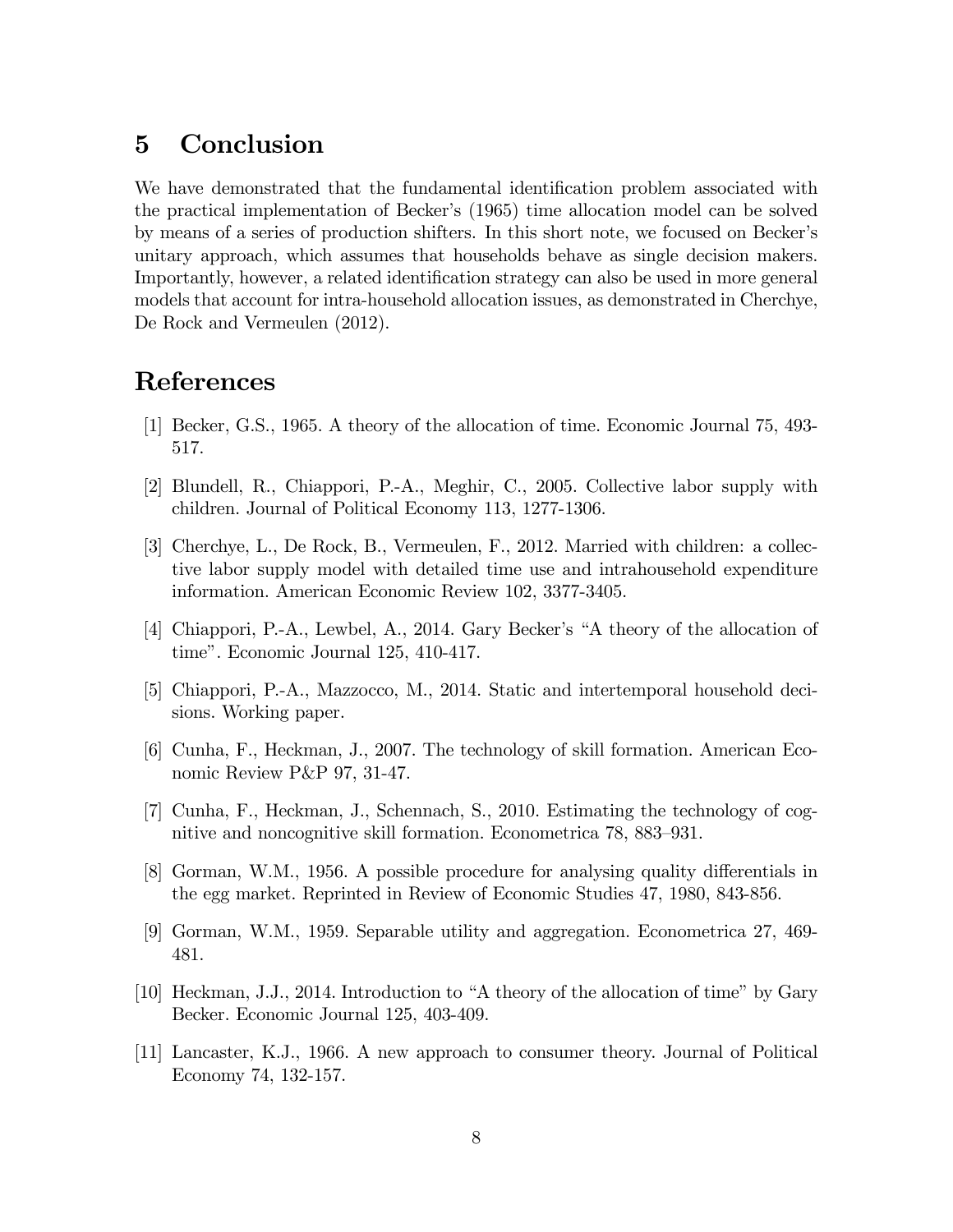## 5 Conclusion

We have demonstrated that the fundamental identification problem associated with the practical implementation of Becker's (1965) time allocation model can be solved by means of a series of production shifters. In this short note, we focused on Becker's unitary approach, which assumes that households behave as single decision makers. Importantly, however, a related identification strategy can also be used in more general models that account for intra-household allocation issues, as demonstrated in Cherchye, De Rock and Vermeulen (2012).

## References

[1] Becker, G.S., 1965. A theory of the allocation of time. Economic Journal 75, 493-517.

[2] Blundell, R., Chiappori, P.-A., Meghir, C., 2005. Collective labor supply with children. Journal of Political Economy 113, 1277-1306.

[3] Cherchye, L., De Rock, B., Vermeulen, F., 2012. Married with children: a collective labor supply model with detailed time use and intrahousehold expenditure information. American Economic Review 102, 3377-3405.

[4] Chiappori, P.-A., Lewbel, A., 2014. Gary Becker's "A theory of the allocation of time". Economic Journal 125, 410-417.

[5] Chiappori, P.-A., Mazzocco, M., 2014. Static and intertemporal household decisions. Working paper.

[6] Cunha, F., Heckman, J., 2007. The technology of skill formation. American Economic Review P&P 97, 31-47.

[7] Cunha, F., Heckman, J., Schennach, S., 2010. Estimating the technology of cognitive and noncognitive skill formation. Econometrica 78, 883–931.

[8] Gorman, W.M., 1956. A possible procedure for analysing quality differentials in the egg market. Reprinted in Review of Economic Studies 47, 1980, 843-856.

[9] Gorman, W.M., 1959. Separable utility and aggregation. Econometrica 27, 469-481.

[10] Heckman, J.J., 2014. Introduction to "A theory of the allocation of time" by Gary Becker. Economic Journal 125, 403-409.

[11] Lancaster, K.J., 1966. A new approach to consumer theory. Journal of Political Economy 74, 132-157.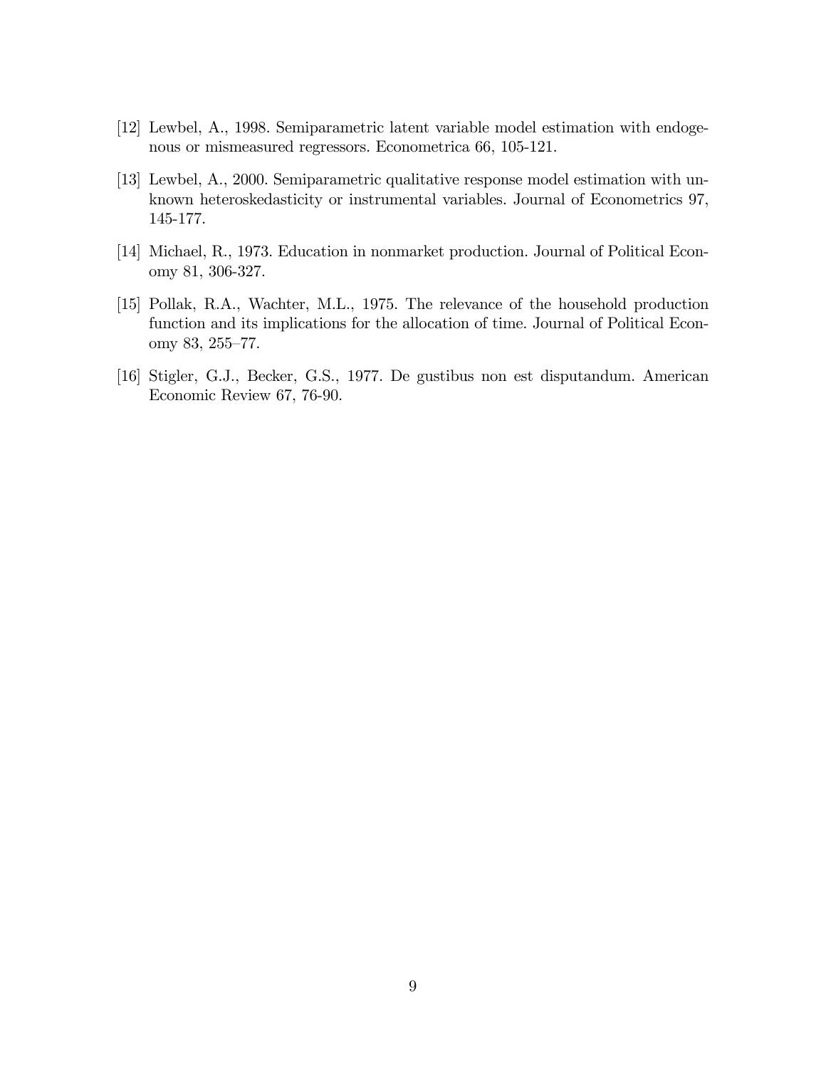[12] Lewbel, A., 1998. Semiparametric latent variable model estimation with endogenous or mismeasured regressors. Econometrica 66, 105-121.

[13] Lewbel, A., 2000. Semiparametric qualitative response model estimation with unknown heteroskedasticity or instrumental variables. Journal of Econometrics 97, 145-177.

[14] Michael, R., 1973. Education in nonmarket production. Journal of Political Economy 81, 306-327.

[15] Pollak, R.A., Wachter, M.L., 1975. The relevance of the household production function and its implications for the allocation of time. Journal of Political Economy 83, 255–77.

[16] Stigler, G.J., Becker, G.S., 1977. De gustibus non est disputandum. American Economic Review 67, 76-90.